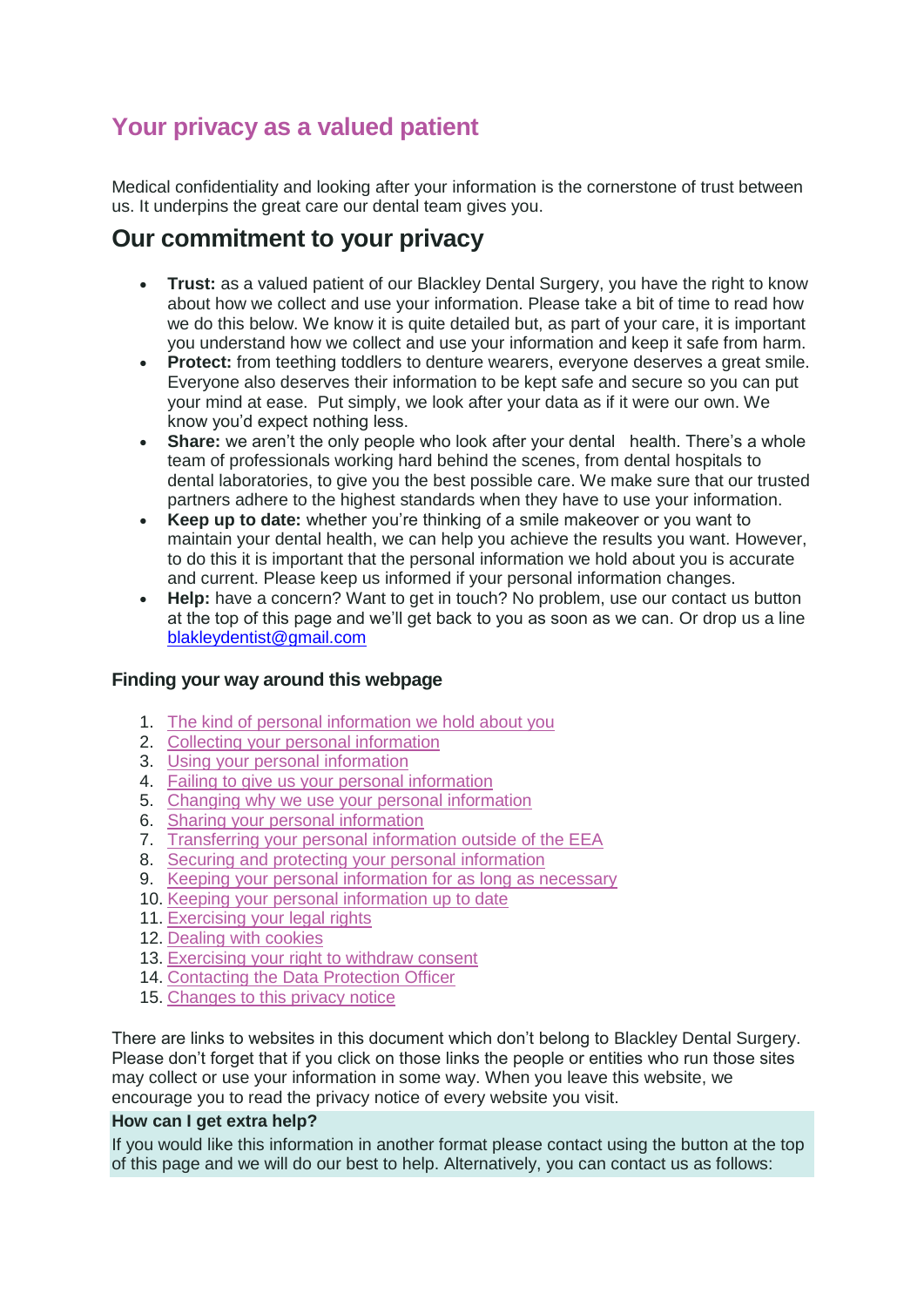# Your privacy as a valued patient

Medical confidentiality and looking after your information is the cornerstone of trust between us. It underpins the great care our dental team gives you.

## Our commitment to your privacy

- **Trust:** as a valued patient of our Blackley Dental Surgery, you have the right to know about how we collect and use your information. Please take a bit of time to read how we do this below. We know it is quite detailed but, as part of your care, it is important you understand how we collect and use your information and keep it safe from harm.
- **Protect:** from teething toddlers to denture wearers, everyone deserves a great smile. Everyone also deserves their information to be kept safe and secure so you can put your mind at ease. Put simply, we look after your data as if it were our own. We know you'd expect nothing less.
- **Share:** we aren't the only people who look after your dental health. There's a whole team of professionals working hard behind the scenes, from dental hospitals to dental laboratories, to give you the best possible care. We make sure that our trusted partners adhere to the highest standards when they have to use your information.
- **Keep up to date:** whether you're thinking of a smile makeover or you want to maintain your dental health, we can help you achieve the results you want. However, to do this it is important that the personal information we hold about you is accurate and current. Please keep us informed if your personal information changes.
- **Help:** have a concern? Want to get in touch? No problem, use our contact us button at the top of this page and we'll get back to you as soon as we can. Or drop us a line blakleydentist@gmail.com

### Finding your way around this webpage

1. The kind of personal information we hold about you
2. Collecting your personal information
3. Using your personal information
4. Failing to give us your personal information
5. Changing why we use your personal information
6. Sharing your personal information
7. Transferring your personal information outside of the EEA
8. Securing and protecting your personal information
9. Keeping your personal information for as long as necessary
10. Keeping your personal information up to date
11. Exercising your legal rights
12. Dealing with cookies
13. Exercising your right to withdraw consent
14. Contacting the Data Protection Officer
15. Changes to this privacy notice

There are links to websites in this document which don't belong to Blackley Dental Surgery. Please don't forget that if you click on those links the people or entities who run those sites may collect or use your information in some way. When you leave this website, we encourage you to read the privacy notice of every website you visit.

**How can I get extra help?**

If you would like this information in another format please contact using the button at the top of this page and we will do our best to help. Alternatively, you can contact us as follows: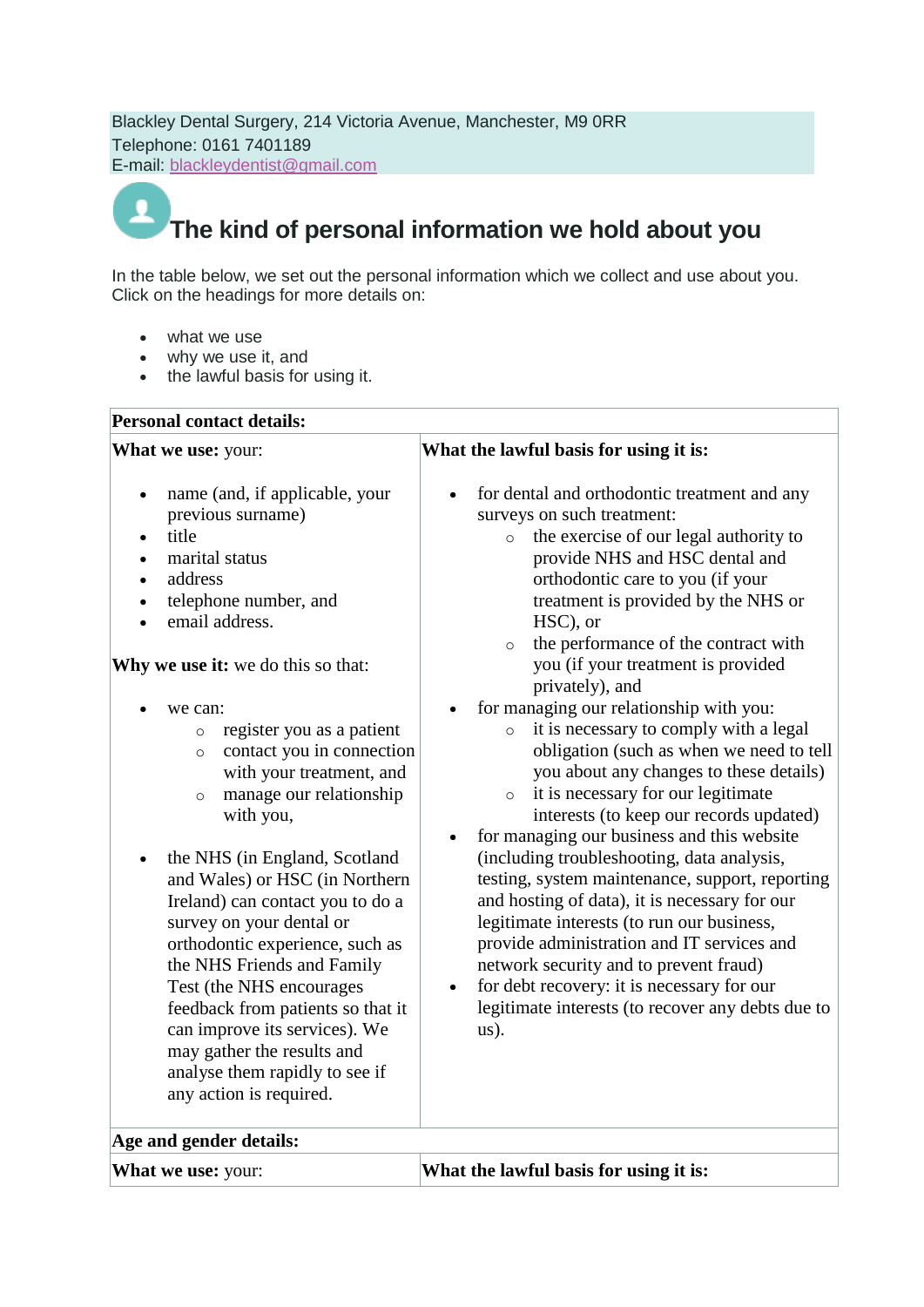Blackley Dental Surgery, 214 Victoria Avenue, Manchester, M9 0RR
Telephone: 0161 7401189
E-mail: blackleydentist@gmail.com

## The kind of personal information we hold about you

In the table below, we set out the personal information which we collect and use about you. Click on the headings for more details on:

- what we use
- why we use it, and
- the lawful basis for using it.

| **Personal contact details:** | |
|---|---|
| **What we use:** your:<br><br>• name (and, if applicable, your previous surname)<br>• title<br>• marital status<br>• address<br>• telephone number, and<br>• email address.<br><br>**Why we use it:** we do this so that:<br><br>• we can:<br>  ○ register you as a patient<br>  ○ contact you in connection with your treatment, and<br>  ○ manage our relationship with you,<br><br>• the NHS (in England, Scotland and Wales) or HSC (in Northern Ireland) can contact you to do a survey on your dental or orthodontic experience, such as the NHS Friends and Family Test (the NHS encourages feedback from patients so that it can improve its services). We may gather the results and analyse them rapidly to see if any action is required. | **What the lawful basis for using it is:**<br><br>• for dental and orthodontic treatment and any surveys on such treatment:<br>  ○ the exercise of our legal authority to provide NHS and HSC dental and orthodontic care to you (if your treatment is provided by the NHS or HSC), or<br>  ○ the performance of the contract with you (if your treatment is provided privately), and<br>• for managing our relationship with you:<br>  ○ it is necessary to comply with a legal obligation (such as when we need to tell you about any changes to these details)<br>  ○ it is necessary for our legitimate interests (to keep our records updated)<br>• for managing our business and this website (including troubleshooting, data analysis, testing, system maintenance, support, reporting and hosting of data), it is necessary for our legitimate interests (to run our business, provide administration and IT services and network security and to prevent fraud)<br>• for debt recovery: it is necessary for our legitimate interests (to recover any debts due to us). |
| **Age and gender details:** | |
| **What we use:** your: | **What the lawful basis for using it is:** |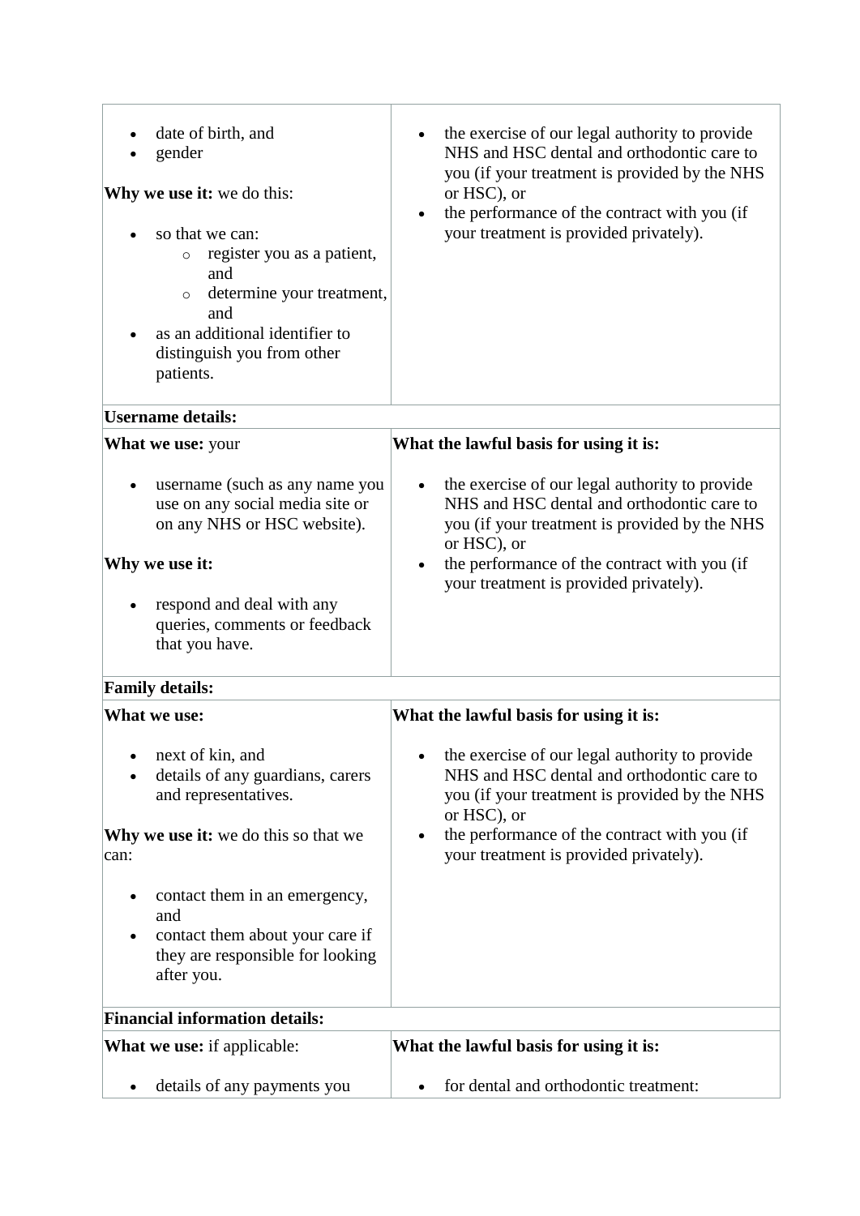| | |
|---|---|
| • date of birth, and<br>• gender<br><br>**Why we use it:** we do this:<br><br>• so that we can:<br>&nbsp;&nbsp;&nbsp;&nbsp;○ register you as a patient, and<br>&nbsp;&nbsp;&nbsp;&nbsp;○ determine your treatment, and<br>• as an additional identifier to distinguish you from other patients. | • the exercise of our legal authority to provide NHS and HSC dental and orthodontic care to you (if your treatment is provided by the NHS or HSC), or<br>• the performance of the contract with you (if your treatment is provided privately). |
| **Username details:** | |
| **What we use:** your<br><br>• username (such as any name you use on any social media site or on any NHS or HSC website).<br><br>**Why we use it:**<br><br>• respond and deal with any queries, comments or feedback that you have. | **What the lawful basis for using it is:**<br><br>• the exercise of our legal authority to provide NHS and HSC dental and orthodontic care to you (if your treatment is provided by the NHS or HSC), or<br>• the performance of the contract with you (if your treatment is provided privately). |
| **Family details:** | |
| **What we use:**<br><br>• next of kin, and<br>• details of any guardians, carers and representatives.<br><br>**Why we use it:** we do this so that we can:<br><br>• contact them in an emergency, and<br>• contact them about your care if they are responsible for looking after you. | **What the lawful basis for using it is:**<br><br>• the exercise of our legal authority to provide NHS and HSC dental and orthodontic care to you (if your treatment is provided by the NHS or HSC), or<br>• the performance of the contract with you (if your treatment is provided privately). |
| **Financial information details:** | |
| **What we use:** if applicable:<br><br>• details of any payments you | **What the lawful basis for using it is:**<br><br>• for dental and orthodontic treatment: |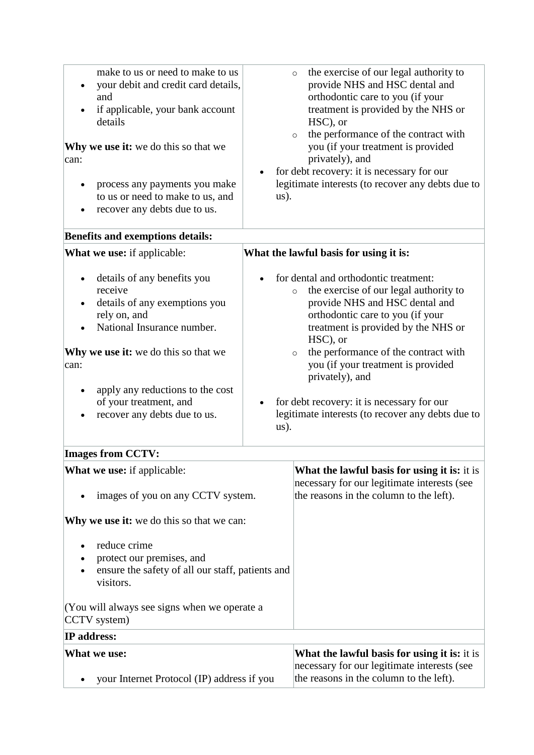| | |
|---|---|
| make to us or need to make to us<br>• your debit and credit card details, and<br>• if applicable, your bank account details<br><br>**Why we use it:** we do this so that we can:<br><br>• process any payments you make to us or need to make to us, and<br>• recover any debts due to us. | ◦ the exercise of our legal authority to provide NHS and HSC dental and orthodontic care to you (if your treatment is provided by the NHS or HSC), or<br>◦ the performance of the contract with you (if your treatment is provided privately), and<br>• for debt recovery: it is necessary for our legitimate interests (to recover any debts due to us). |
| **Benefits and exemptions details:** | |
| **What we use:** if applicable:<br><br>• details of any benefits you receive<br>• details of any exemptions you rely on, and<br>• National Insurance number.<br><br>**Why we use it:** we do this so that we can:<br><br>• apply any reductions to the cost of your treatment, and<br>• recover any debts due to us. | **What the lawful basis for using it is:**<br><br>• for dental and orthodontic treatment:<br>◦ the exercise of our legal authority to provide NHS and HSC dental and orthodontic care to you (if your treatment is provided by the NHS or HSC), or<br>◦ the performance of the contract with you (if your treatment is provided privately), and<br><br>• for debt recovery: it is necessary for our legitimate interests (to recover any debts due to us). |
| **Images from CCTV:** | |
| **What we use:** if applicable:<br><br>• images of you on any CCTV system.<br><br>**Why we use it:** we do this so that we can:<br><br>• reduce crime<br>• protect our premises, and<br>• ensure the safety of all our staff, patients and visitors.<br><br>(You will always see signs when we operate a CCTV system) | **What the lawful basis for using it is:** it is necessary for our legitimate interests (see the reasons in the column to the left). |
| **IP address:** | |
| **What we use:**<br><br>• your Internet Protocol (IP) address if you | **What the lawful basis for using it is:** it is necessary for our legitimate interests (see the reasons in the column to the left). |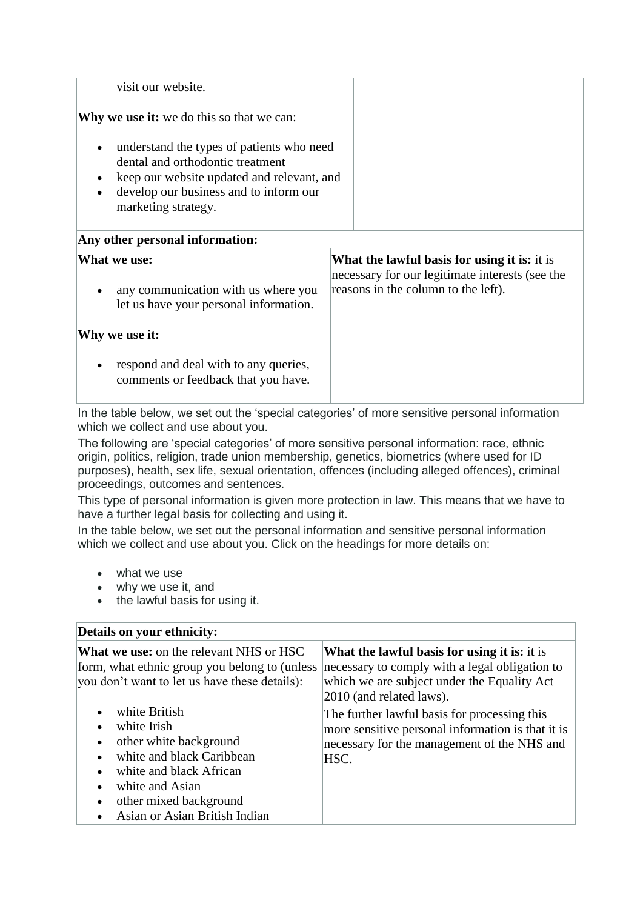| visit our website.<br><br>**Why we use it:** we do this so that we can:<br><br>• understand the types of patients who need dental and orthodontic treatment<br>• keep our website updated and relevant, and<br>• develop our business and to inform our marketing strategy. | |
|---|---|

| **Any other personal information:** | |
|---|---|
| **What we use:**<br><br>• any communication with us where you let us have your personal information.<br><br>**Why we use it:**<br><br>• respond and deal with to any queries, comments or feedback that you have. | **What the lawful basis for using it is:** it is necessary for our legitimate interests (see the reasons in the column to the left). |

In the table below, we set out the 'special categories' of more sensitive personal information which we collect and use about you.

The following are 'special categories' of more sensitive personal information: race, ethnic origin, politics, religion, trade union membership, genetics, biometrics (where used for ID purposes), health, sex life, sexual orientation, offences (including alleged offences), criminal proceedings, outcomes and sentences.

This type of personal information is given more protection in law. This means that we have to have a further legal basis for collecting and using it.

In the table below, we set out the personal information and sensitive personal information which we collect and use about you. Click on the headings for more details on:

- what we use
- why we use it, and
- the lawful basis for using it.

| **Details on your ethnicity:** | |
|---|---|
| **What we use:** on the relevant NHS or HSC form, what ethnic group you belong to (unless you don't want to let us have these details):<br><br>• white British<br>• white Irish<br>• other white background<br>• white and black Caribbean<br>• white and black African<br>• white and Asian<br>• other mixed background<br>• Asian or Asian British Indian | **What the lawful basis for using it is:** it is necessary to comply with a legal obligation to which we are subject under the Equality Act 2010 (and related laws).<br><br>The further lawful basis for processing this more sensitive personal information is that it is necessary for the management of the NHS and HSC. |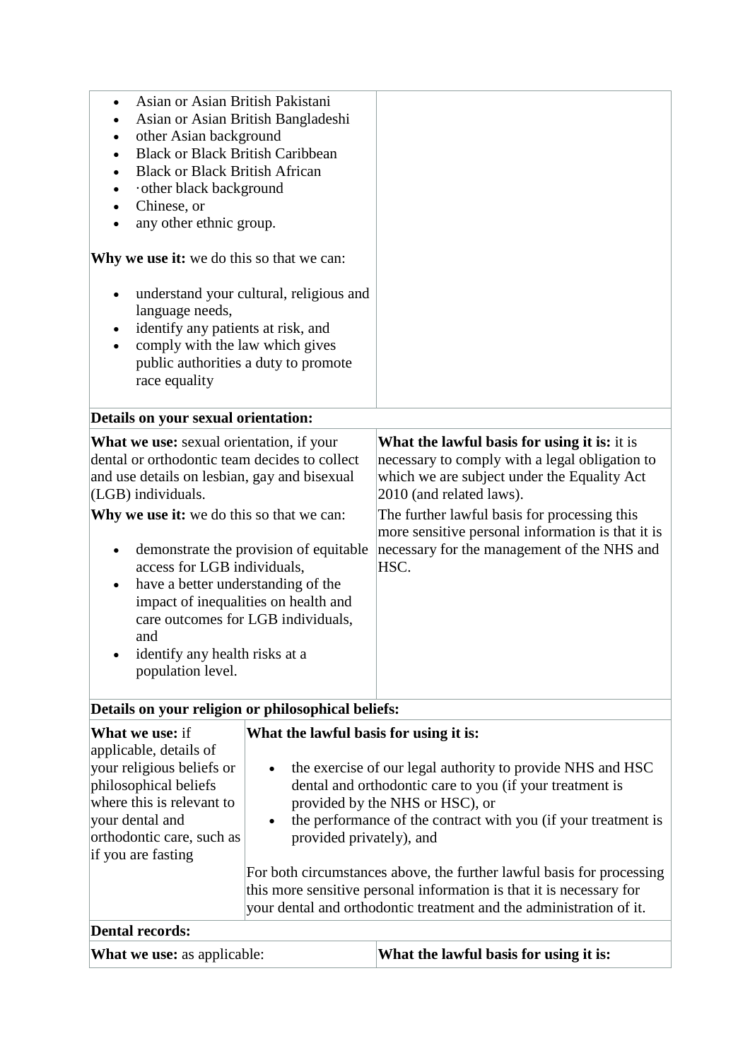| | |
|---|---|
| • Asian or Asian British Pakistani<br>• Asian or Asian British Bangladeshi<br>• other Asian background<br>• Black or Black British Caribbean<br>• Black or Black British African<br>• ·other black background<br>• Chinese, or<br>• any other ethnic group.<br><br>**Why we use it:** we do this so that we can:<br><br>• understand your cultural, religious and language needs,<br>• identify any patients at risk, and<br>• comply with the law which gives public authorities a duty to promote race equality | |
| **Details on your sexual orientation:** | |
| **What we use:** sexual orientation, if your dental or orthodontic team decides to collect and use details on lesbian, gay and bisexual (LGB) individuals.<br>**Why we use it:** we do this so that we can:<br><br>• demonstrate the provision of equitable access for LGB individuals,<br>• have a better understanding of the impact of inequalities on health and care outcomes for LGB individuals, and<br>• identify any health risks at a population level. | **What the lawful basis for using it is:** it is necessary to comply with a legal obligation to which we are subject under the Equality Act 2010 (and related laws).<br>The further lawful basis for processing this more sensitive personal information is that it is necessary for the management of the NHS and HSC. |
| **Details on your religion or philosophical beliefs:** | |
| **What we use:** if applicable, details of your religious beliefs or philosophical beliefs where this is relevant to your dental and orthodontic care, such as if you are fasting | **What the lawful basis for using it is:**<br><br>• the exercise of our legal authority to provide NHS and HSC dental and orthodontic care to you (if your treatment is provided by the NHS or HSC), or<br>• the performance of the contract with you (if your treatment is provided privately), and<br><br>For both circumstances above, the further lawful basis for processing this more sensitive personal information is that it is necessary for your dental and orthodontic treatment and the administration of it. |
| **Dental records:** | |
| **What we use:** as applicable: | **What the lawful basis for using it is:** |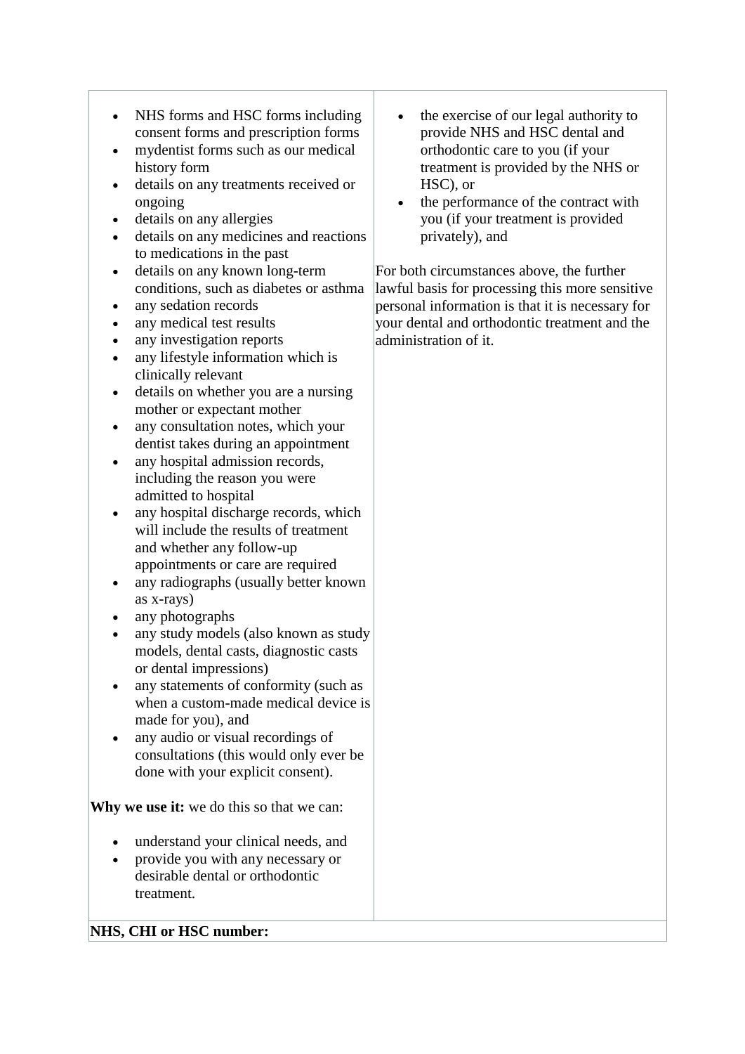| | |
|---|---|
| <ul><li>NHS forms and HSC forms including consent forms and prescription forms</li><li>mydentist forms such as our medical history form</li><li>details on any treatments received or ongoing</li><li>details on any allergies</li><li>details on any medicines and reactions to medications in the past</li><li>details on any known long-term conditions, such as diabetes or asthma</li><li>any sedation records</li><li>any medical test results</li><li>any investigation reports</li><li>any lifestyle information which is clinically relevant</li><li>details on whether you are a nursing mother or expectant mother</li><li>any consultation notes, which your dentist takes during an appointment</li><li>any hospital admission records, including the reason you were admitted to hospital</li><li>any hospital discharge records, which will include the results of treatment and whether any follow-up appointments or care are required</li><li>any radiographs (usually better known as x-rays)</li><li>any photographs</li><li>any study models (also known as study models, dental casts, diagnostic casts or dental impressions)</li><li>any statements of conformity (such as when a custom-made medical device is made for you), and</li><li>any audio or visual recordings of consultations (this would only ever be done with your explicit consent).</li></ul>**Why we use it:** we do this so that we can:<ul><li>understand your clinical needs, and</li><li>provide you with any necessary or desirable dental or orthodontic treatment.</li></ul> | <ul><li>the exercise of our legal authority to provide NHS and HSC dental and orthodontic care to you (if your treatment is provided by the NHS or HSC), or</li><li>the performance of the contract with you (if your treatment is provided privately), and</li></ul>For both circumstances above, the further lawful basis for processing this more sensitive personal information is that it is necessary for your dental and orthodontic treatment and the administration of it. |
| **NHS, CHI or HSC number:** | |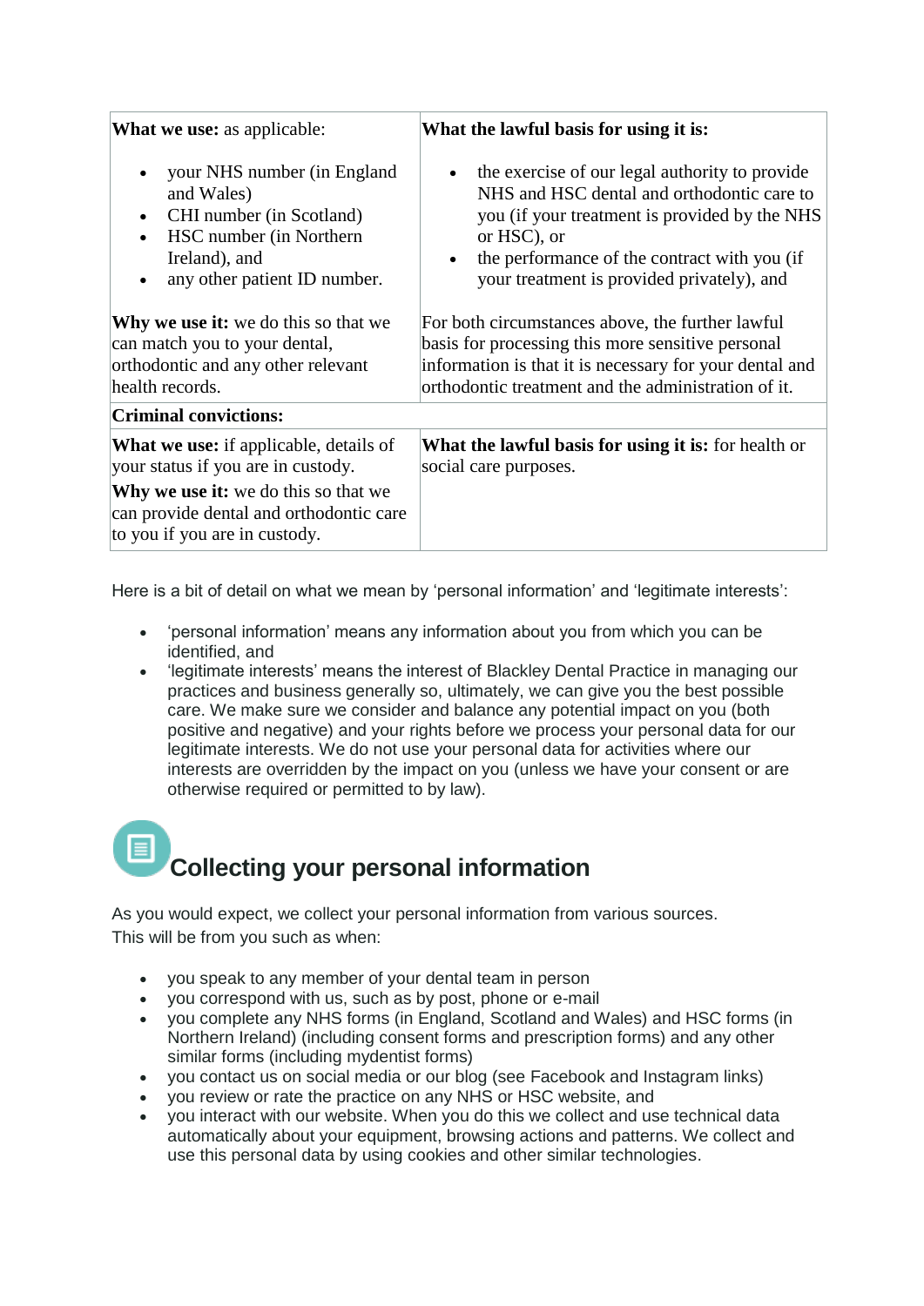| **What we use:** as applicable:<br><br>• your NHS number (in England and Wales)<br>• CHI number (in Scotland)<br>• HSC number (in Northern Ireland), and<br>• any other patient ID number.<br><br>**Why we use it:** we do this so that we can match you to your dental, orthodontic and any other relevant health records. | **What the lawful basis for using it is:**<br><br>• the exercise of our legal authority to provide NHS and HSC dental and orthodontic care to you (if your treatment is provided by the NHS or HSC), or<br>• the performance of the contract with you (if your treatment is provided privately), and<br><br>For both circumstances above, the further lawful basis for processing this more sensitive personal information is that it is necessary for your dental and orthodontic treatment and the administration of it. |
| --- | --- |
| **Criminal convictions:** | |
| **What we use:** if applicable, details of your status if you are in custody.<br>**Why we use it:** we do this so that we can provide dental and orthodontic care to you if you are in custody. | **What the lawful basis for using it is:** for health or social care purposes. |

Here is a bit of detail on what we mean by 'personal information' and 'legitimate interests':

- 'personal information' means any information about you from which you can be identified, and
- 'legitimate interests' means the interest of Blackley Dental Practice in managing our practices and business generally so, ultimately, we can give you the best possible care. We make sure we consider and balance any potential impact on you (both positive and negative) and your rights before we process your personal data for our legitimate interests. We do not use your personal data for activities where our interests are overridden by the impact on you (unless we have your consent or are otherwise required or permitted to by law).

## Collecting your personal information

As you would expect, we collect your personal information from various sources. This will be from you such as when:

- you speak to any member of your dental team in person
- you correspond with us, such as by post, phone or e-mail
- you complete any NHS forms (in England, Scotland and Wales) and HSC forms (in Northern Ireland) (including consent forms and prescription forms) and any other similar forms (including mydentist forms)
- you contact us on social media or our blog (see Facebook and Instagram links)
- you review or rate the practice on any NHS or HSC website, and
- you interact with our website. When you do this we collect and use technical data automatically about your equipment, browsing actions and patterns. We collect and use this personal data by using cookies and other similar technologies.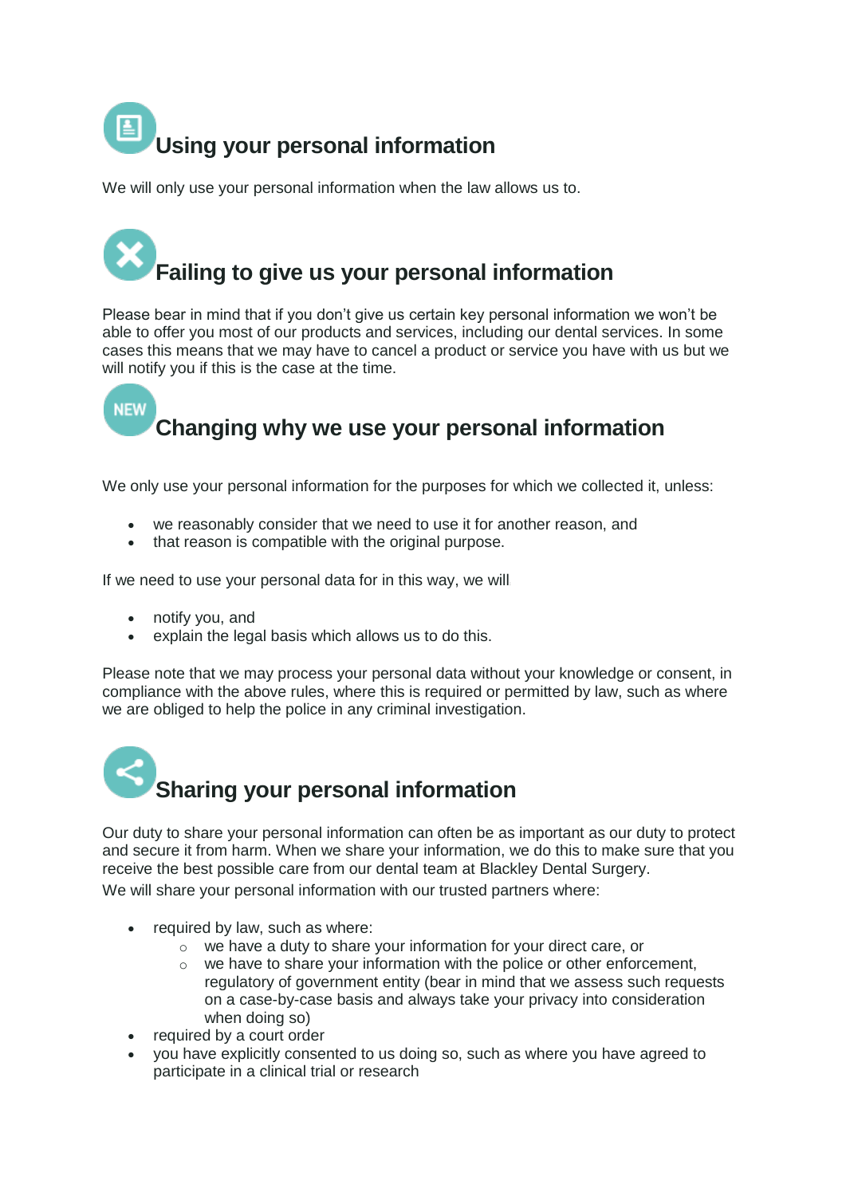## Using your personal information

We will only use your personal information when the law allows us to.

## Failing to give us your personal information

Please bear in mind that if you don't give us certain key personal information we won't be able to offer you most of our products and services, including our dental services. In some cases this means that we may have to cancel a product or service you have with us but we will notify you if this is the case at the time.

## Changing why we use your personal information

We only use your personal information for the purposes for which we collected it, unless:

- we reasonably consider that we need to use it for another reason, and
- that reason is compatible with the original purpose.

If we need to use your personal data for in this way, we will

- notify you, and
- explain the legal basis which allows us to do this.

Please note that we may process your personal data without your knowledge or consent, in compliance with the above rules, where this is required or permitted by law, such as where we are obliged to help the police in any criminal investigation.

## Sharing your personal information

Our duty to share your personal information can often be as important as our duty to protect and secure it from harm. When we share your information, we do this to make sure that you receive the best possible care from our dental team at Blackley Dental Surgery.

We will share your personal information with our trusted partners where:

- required by law, such as where:
  - we have a duty to share your information for your direct care, or
  - we have to share your information with the police or other enforcement, regulatory of government entity (bear in mind that we assess such requests on a case-by-case basis and always take your privacy into consideration when doing so)
- required by a court order
- you have explicitly consented to us doing so, such as where you have agreed to participate in a clinical trial or research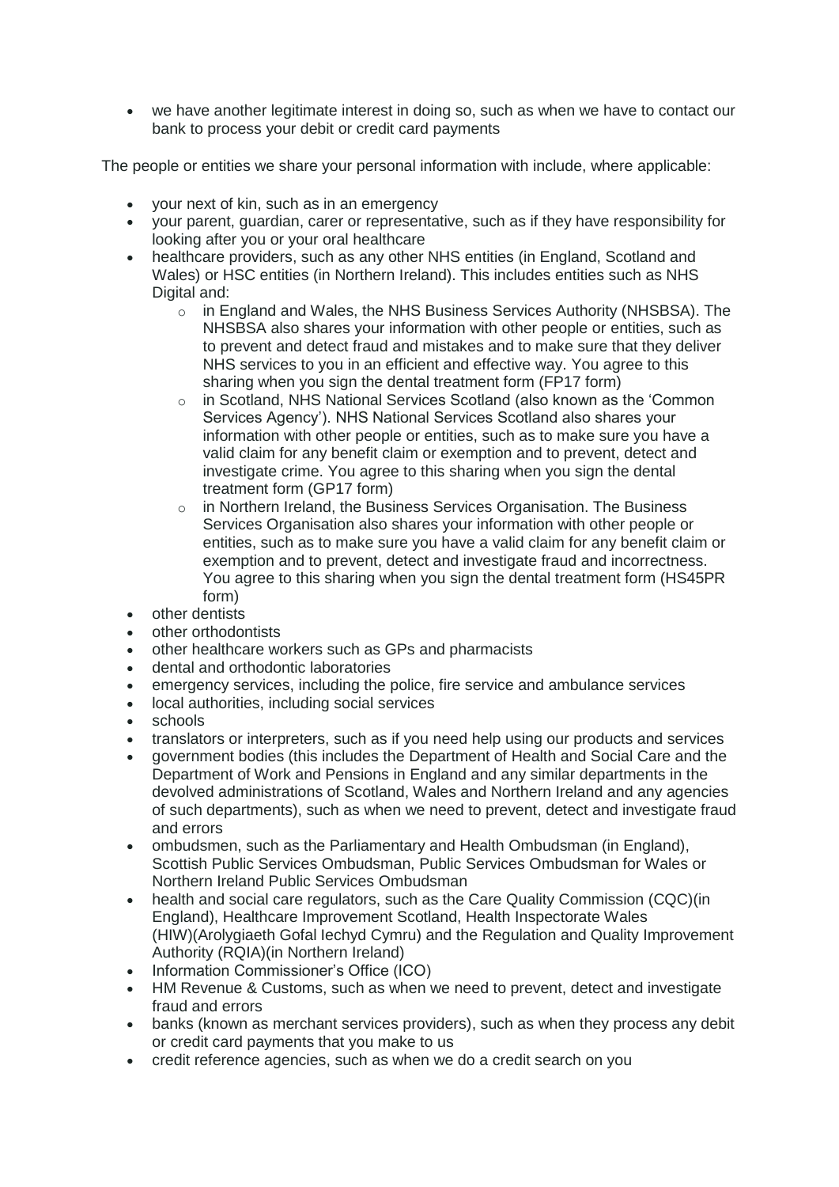- we have another legitimate interest in doing so, such as when we have to contact our bank to process your debit or credit card payments

The people or entities we share your personal information with include, where applicable:

- your next of kin, such as in an emergency
- your parent, guardian, carer or representative, such as if they have responsibility for looking after you or your oral healthcare
- healthcare providers, such as any other NHS entities (in England, Scotland and Wales) or HSC entities (in Northern Ireland). This includes entities such as NHS Digital and:
  - in England and Wales, the NHS Business Services Authority (NHSBSA). The NHSBSA also shares your information with other people or entities, such as to prevent and detect fraud and mistakes and to make sure that they deliver NHS services to you in an efficient and effective way. You agree to this sharing when you sign the dental treatment form (FP17 form)
  - in Scotland, NHS National Services Scotland (also known as the 'Common Services Agency'). NHS National Services Scotland also shares your information with other people or entities, such as to make sure you have a valid claim for any benefit claim or exemption and to prevent, detect and investigate crime. You agree to this sharing when you sign the dental treatment form (GP17 form)
  - in Northern Ireland, the Business Services Organisation. The Business Services Organisation also shares your information with other people or entities, such as to make sure you have a valid claim for any benefit claim or exemption and to prevent, detect and investigate fraud and incorrectness. You agree to this sharing when you sign the dental treatment form (HS45PR form)
- other dentists
- other orthodontists
- other healthcare workers such as GPs and pharmacists
- dental and orthodontic laboratories
- emergency services, including the police, fire service and ambulance services
- local authorities, including social services
- schools
- translators or interpreters, such as if you need help using our products and services
- government bodies (this includes the Department of Health and Social Care and the Department of Work and Pensions in England and any similar departments in the devolved administrations of Scotland, Wales and Northern Ireland and any agencies of such departments), such as when we need to prevent, detect and investigate fraud and errors
- ombudsmen, such as the Parliamentary and Health Ombudsman (in England), Scottish Public Services Ombudsman, Public Services Ombudsman for Wales or Northern Ireland Public Services Ombudsman
- health and social care regulators, such as the Care Quality Commission (CQC)(in England), Healthcare Improvement Scotland, Health Inspectorate Wales (HIW)(Arolygiaeth Gofal Iechyd Cymru) and the Regulation and Quality Improvement Authority (RQIA)(in Northern Ireland)
- Information Commissioner's Office (ICO)
- HM Revenue & Customs, such as when we need to prevent, detect and investigate fraud and errors
- banks (known as merchant services providers), such as when they process any debit or credit card payments that you make to us
- credit reference agencies, such as when we do a credit search on you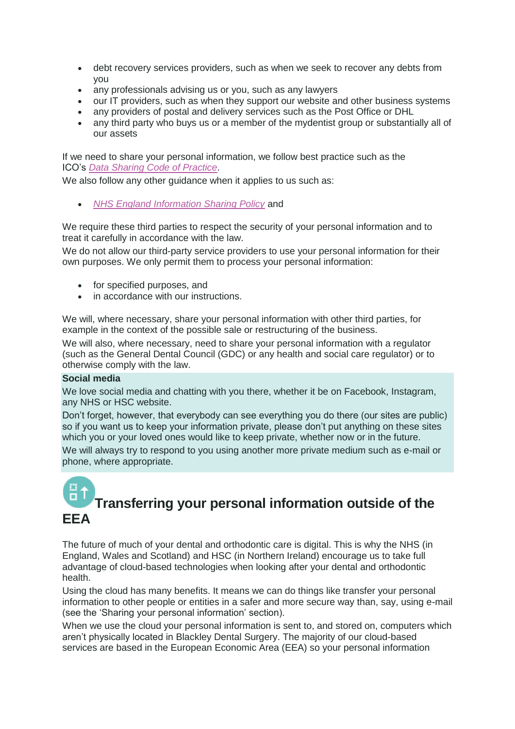- debt recovery services providers, such as when we seek to recover any debts from you
- any professionals advising us or you, such as any lawyers
- our IT providers, such as when they support our website and other business systems
- any providers of postal and delivery services such as the Post Office or DHL
- any third party who buys us or a member of the mydentist group or substantially all of our assets

If we need to share your personal information, we follow best practice such as the ICO's *Data Sharing Code of Practice*.
We also follow any other guidance when it applies to us such as:

- *NHS England Information Sharing Policy* and

We require these third parties to respect the security of your personal information and to treat it carefully in accordance with the law.
We do not allow our third-party service providers to use your personal information for their own purposes. We only permit them to process your personal information:

- for specified purposes, and
- in accordance with our instructions.

We will, where necessary, share your personal information with other third parties, for example in the context of the possible sale or restructuring of the business.
We will also, where necessary, need to share your personal information with a regulator (such as the General Dental Council (GDC) or any health and social care regulator) or to otherwise comply with the law.

**Social media**

We love social media and chatting with you there, whether it be on Facebook, Instagram, any NHS or HSC website.
Don't forget, however, that everybody can see everything you do there (our sites are public) so if you want us to keep your information private, please don't put anything on these sites which you or your loved ones would like to keep private, whether now or in the future.
We will always try to respond to you using another more private medium such as e-mail or phone, where appropriate.

## Transferring your personal information outside of the EEA

The future of much of your dental and orthodontic care is digital. This is why the NHS (in England, Wales and Scotland) and HSC (in Northern Ireland) encourage us to take full advantage of cloud-based technologies when looking after your dental and orthodontic health.
Using the cloud has many benefits. It means we can do things like transfer your personal information to other people or entities in a safer and more secure way than, say, using e-mail (see the 'Sharing your personal information' section).
When we use the cloud your personal information is sent to, and stored on, computers which aren't physically located in Blackley Dental Surgery. The majority of our cloud-based services are based in the European Economic Area (EEA) so your personal information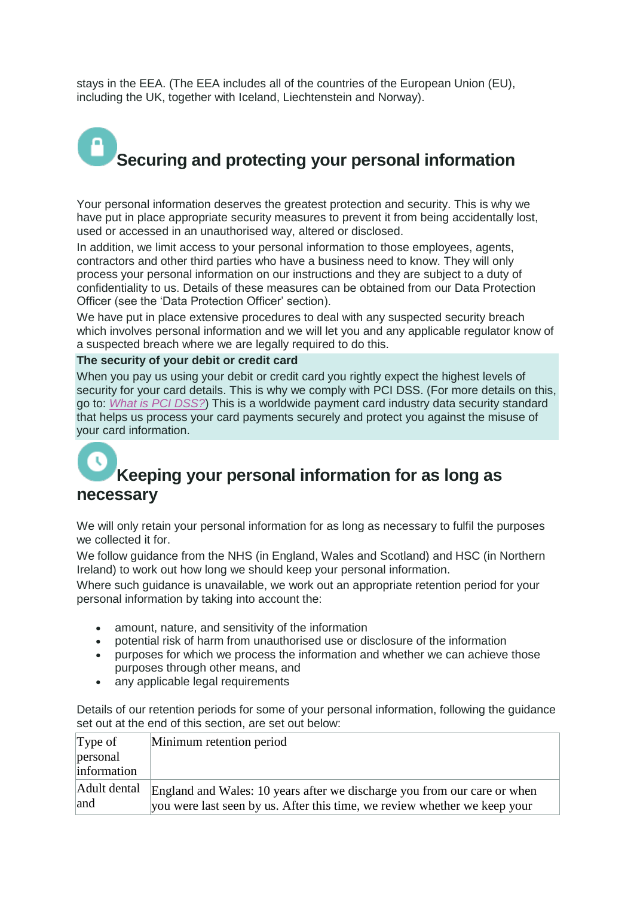stays in the EEA. (The EEA includes all of the countries of the European Union (EU), including the UK, together with Iceland, Liechtenstein and Norway).

## Securing and protecting your personal information

Your personal information deserves the greatest protection and security. This is why we have put in place appropriate security measures to prevent it from being accidentally lost, used or accessed in an unauthorised way, altered or disclosed.

In addition, we limit access to your personal information to those employees, agents, contractors and other third parties who have a business need to know. They will only process your personal information on our instructions and they are subject to a duty of confidentiality to us. Details of these measures can be obtained from our Data Protection Officer (see the 'Data Protection Officer' section).

We have put in place extensive procedures to deal with any suspected security breach which involves personal information and we will let you and any applicable regulator know of a suspected breach where we are legally required to do this.

**The security of your debit or credit card**

When you pay us using your debit or credit card you rightly expect the highest levels of security for your card details. This is why we comply with PCI DSS. (For more details on this, go to: *What is PCI DSS?*) This is a worldwide payment card industry data security standard that helps us process your card payments securely and protect you against the misuse of your card information.

## Keeping your personal information for as long as necessary

We will only retain your personal information for as long as necessary to fulfil the purposes we collected it for.

We follow guidance from the NHS (in England, Wales and Scotland) and HSC (in Northern Ireland) to work out how long we should keep your personal information.

Where such guidance is unavailable, we work out an appropriate retention period for your personal information by taking into account the:

- amount, nature, and sensitivity of the information
- potential risk of harm from unauthorised use or disclosure of the information
- purposes for which we process the information and whether we can achieve those purposes through other means, and
- any applicable legal requirements

Details of our retention periods for some of your personal information, following the guidance set out at the end of this section, are set out below:

| Type of personal information | Minimum retention period |
|---|---|
| Adult dental and | England and Wales: 10 years after we discharge you from our care or when you were last seen by us. After this time, we review whether we keep your |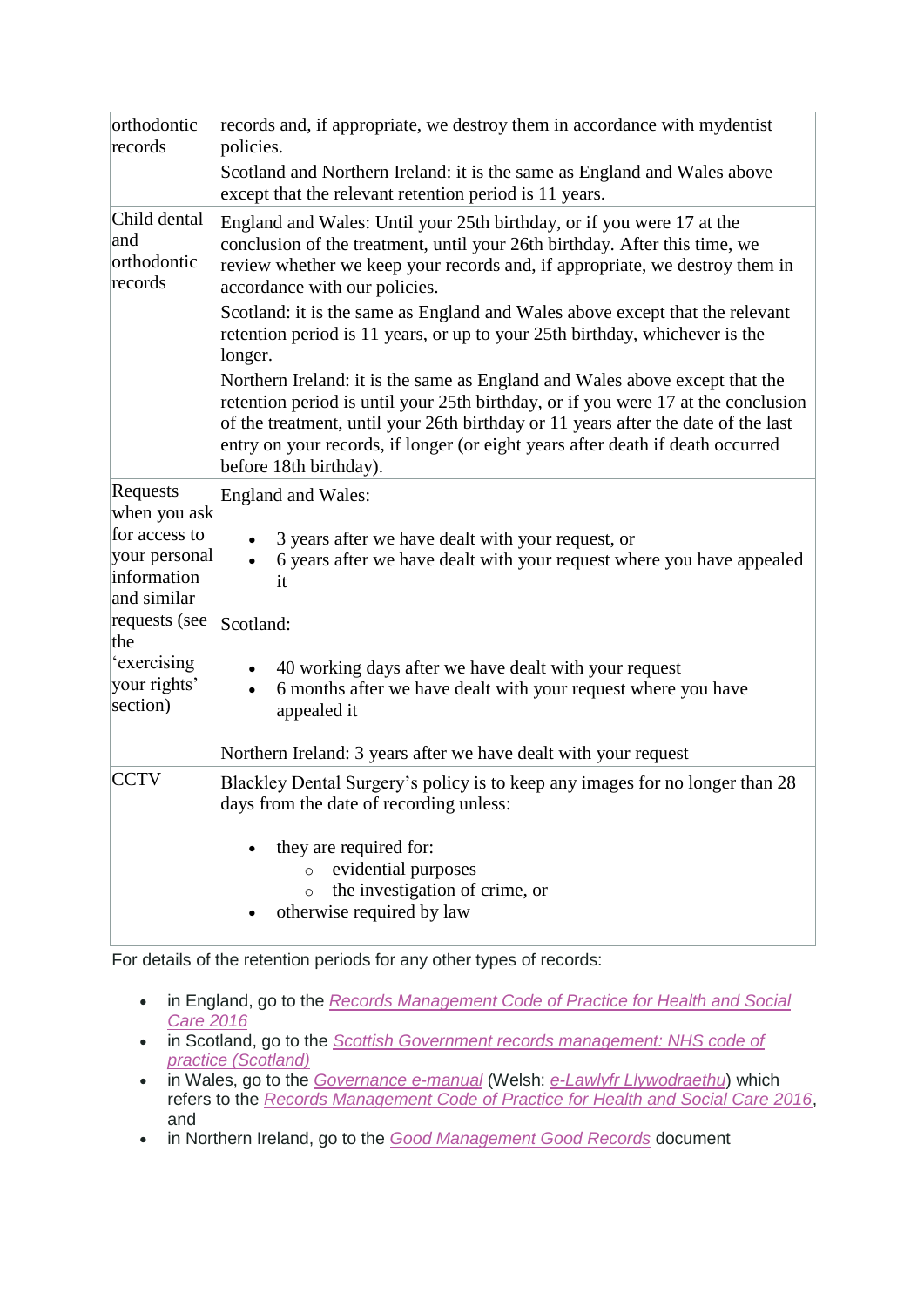| | |
|---|---|
| orthodontic records | records and, if appropriate, we destroy them in accordance with mydentist policies.<br>Scotland and Northern Ireland: it is the same as England and Wales above except that the relevant retention period is 11 years. |
| Child dental and orthodontic records | England and Wales: Until your 25th birthday, or if you were 17 at the conclusion of the treatment, until your 26th birthday. After this time, we review whether we keep your records and, if appropriate, we destroy them in accordance with our policies.<br>Scotland: it is the same as England and Wales above except that the relevant retention period is 11 years, or up to your 25th birthday, whichever is the longer.<br>Northern Ireland: it is the same as England and Wales above except that the retention period is until your 25th birthday, or if you were 17 at the conclusion of the treatment, until your 26th birthday or 11 years after the date of the last entry on your records, if longer (or eight years after death if death occurred before 18th birthday). |
| Requests when you ask for access to your personal information and similar requests (see the 'exercising your rights' section) | England and Wales:<br>• 3 years after we have dealt with your request, or<br>• 6 years after we have dealt with your request where you have appealed it<br><br>Scotland:<br>• 40 working days after we have dealt with your request<br>• 6 months after we have dealt with your request where you have appealed it<br><br>Northern Ireland: 3 years after we have dealt with your request |
| CCTV | Blackley Dental Surgery's policy is to keep any images for no longer than 28 days from the date of recording unless:<br>• they are required for:<br>&nbsp;&nbsp;◦ evidential purposes<br>&nbsp;&nbsp;◦ the investigation of crime, or<br>• otherwise required by law |

For details of the retention periods for any other types of records:

- in England, go to the *Records Management Code of Practice for Health and Social Care 2016*
- in Scotland, go to the *Scottish Government records management: NHS code of practice (Scotland)*
- in Wales, go to the *Governance e-manual* (Welsh: *e-Lawlyfr Llywodraethu*) which refers to the *Records Management Code of Practice for Health and Social Care 2016*, and
- in Northern Ireland, go to the *Good Management Good Records* document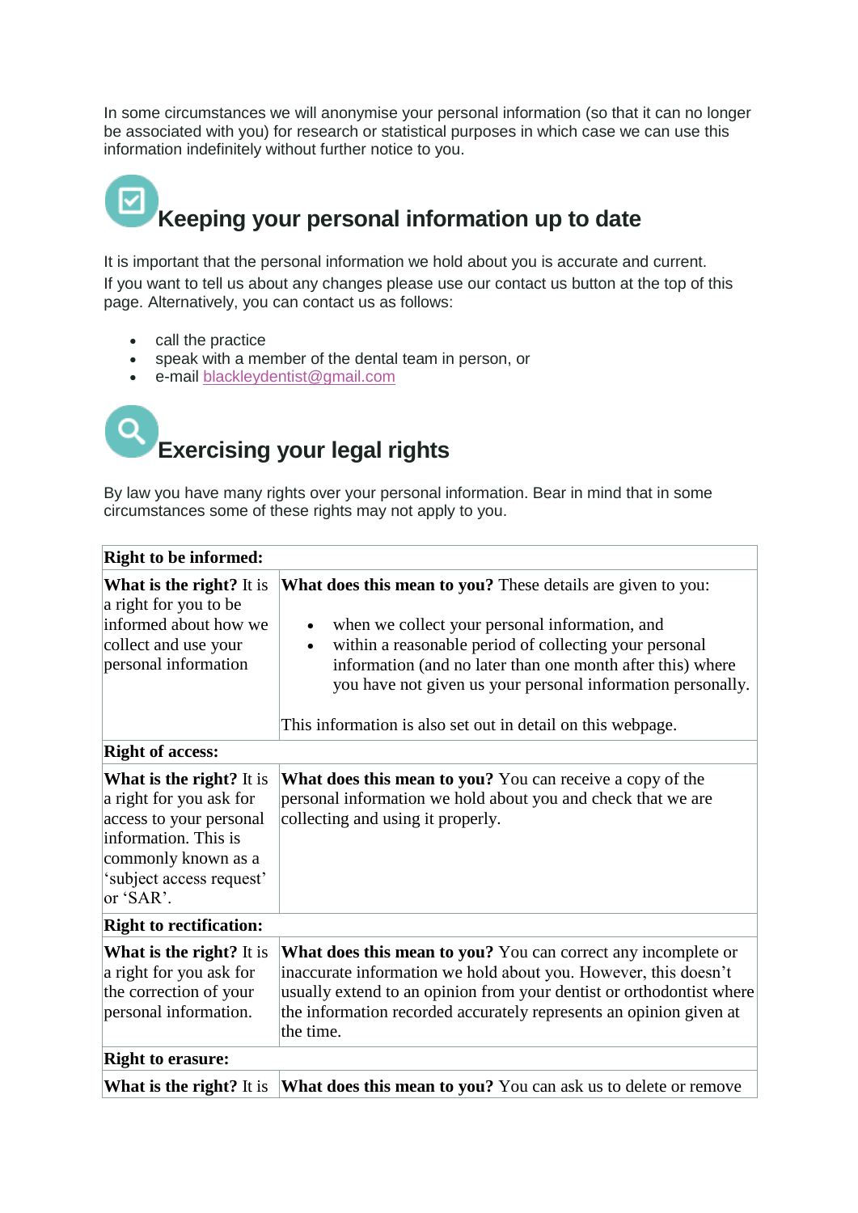In some circumstances we will anonymise your personal information (so that it can no longer be associated with you) for research or statistical purposes in which case we can use this information indefinitely without further notice to you.

## Keeping your personal information up to date

It is important that the personal information we hold about you is accurate and current.
If you want to tell us about any changes please use our contact us button at the top of this page. Alternatively, you can contact us as follows:

- call the practice
- speak with a member of the dental team in person, or
- e-mail blackleydentist@gmail.com

## Exercising your legal rights

By law you have many rights over your personal information. Bear in mind that in some circumstances some of these rights may not apply to you.

| **Right to be informed:** | |
|---|---|
| **What is the right?** It is a right for you to be informed about how we collect and use your personal information | **What does this mean to you?** These details are given to you:<br>• when we collect your personal information, and<br>• within a reasonable period of collecting your personal information (and no later than one month after this) where you have not given us your personal information personally.<br><br>This information is also set out in detail on this webpage. |
| **Right of access:** | |
| **What is the right?** It is a right for you ask for access to your personal information. This is commonly known as a 'subject access request' or 'SAR'. | **What does this mean to you?** You can receive a copy of the personal information we hold about you and check that we are collecting and using it properly. |
| **Right to rectification:** | |
| **What is the right?** It is a right for you ask for the correction of your personal information. | **What does this mean to you?** You can correct any incomplete or inaccurate information we hold about you. However, this doesn't usually extend to an opinion from your dentist or orthodontist where the information recorded accurately represents an opinion given at the time. |
| **Right to erasure:** | |
| **What is the right?** It is | **What does this mean to you?** You can ask us to delete or remove |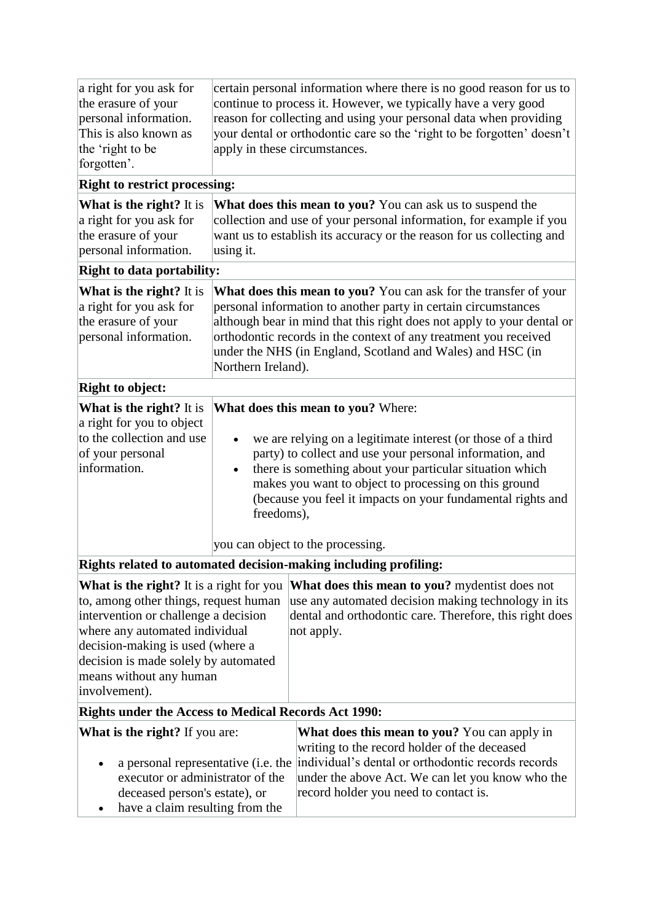| | |
|---|---|
| a right for you ask for the erasure of your personal information. This is also known as the 'right to be forgotten'. | certain personal information where there is no good reason for us to continue to process it. However, we typically have a very good reason for collecting and using your personal data when providing your dental or orthodontic care so the 'right to be forgotten' doesn't apply in these circumstances. |
| **Right to restrict processing:** | |
| **What is the right?** It is a right for you ask for the erasure of your personal information. | **What does this mean to you?** You can ask us to suspend the collection and use of your personal information, for example if you want us to establish its accuracy or the reason for us collecting and using it. |
| **Right to data portability:** | |
| **What is the right?** It is a right for you ask for the erasure of your personal information. | **What does this mean to you?** You can ask for the transfer of your personal information to another party in certain circumstances although bear in mind that this right does not apply to your dental or orthodontic records in the context of any treatment you received under the NHS (in England, Scotland and Wales) and HSC (in Northern Ireland). |
| **Right to object:** | |
| **What is the right?** It is a right for you to object to the collection and use of your personal information. | **What does this mean to you?** Where:<br><br>• we are relying on a legitimate interest (or those of a third party) to collect and use your personal information, and<br>• there is something about your particular situation which makes you want to object to processing on this ground (because you feel it impacts on your fundamental rights and freedoms),<br><br>you can object to the processing. |
| **Rights related to automated decision-making including profiling:** | |
| **What is the right?** It is a right for you to, among other things, request human intervention or challenge a decision where any automated individual decision-making is used (where a decision is made solely by automated means without any human involvement). | **What does this mean to you?** mydentist does not use any automated decision making technology in its dental and orthodontic care. Therefore, this right does not apply. |
| **Rights under the Access to Medical Records Act 1990:** | |
| **What is the right?** If you are:<br><br>• a personal representative (i.e. the executor or administrator of the deceased person's estate), or<br>• have a claim resulting from the | **What does this mean to you?** You can apply in writing to the record holder of the deceased individual's dental or orthodontic records records under the above Act. We can let you know who the record holder you need to contact is. |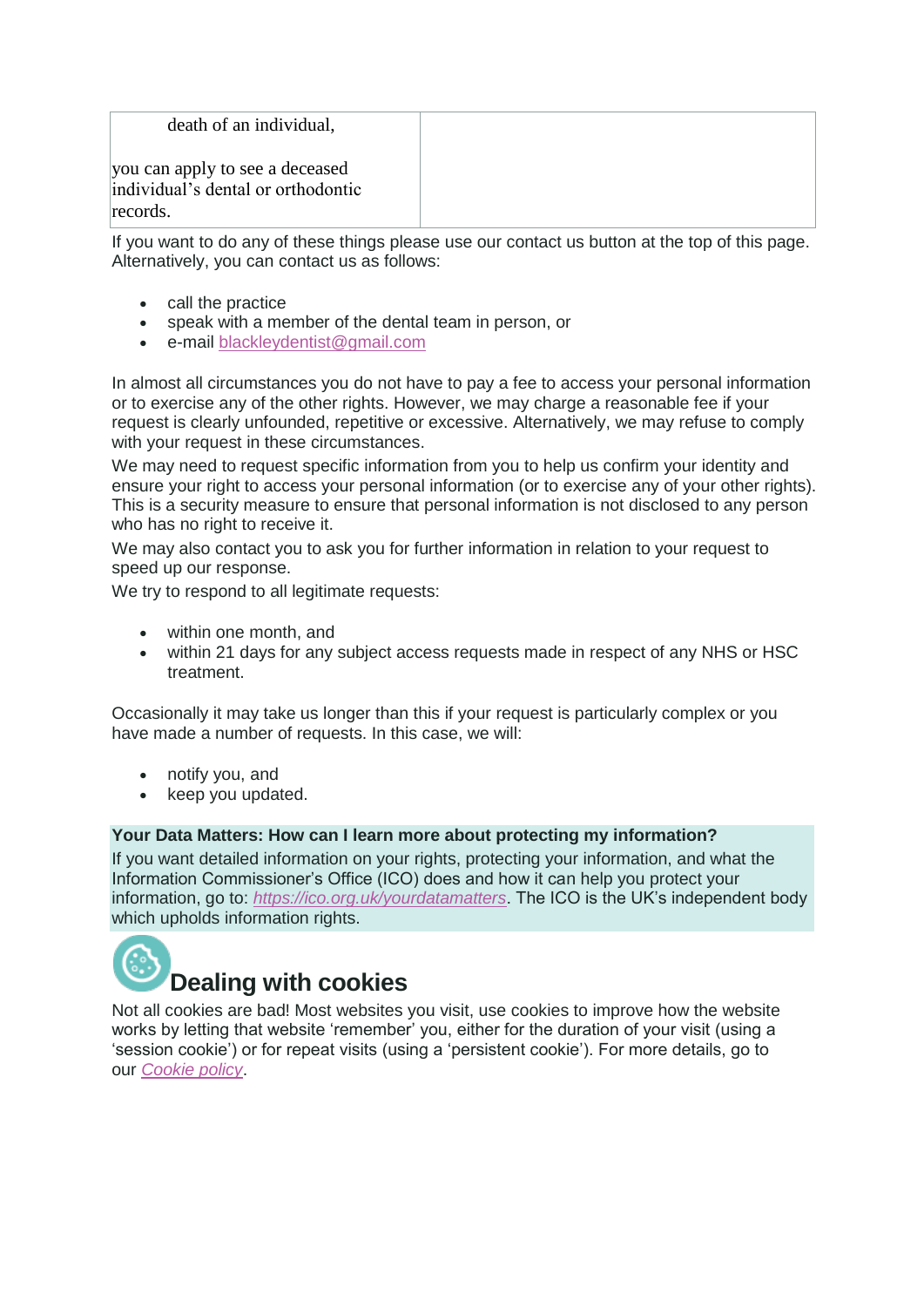| death of an individual,<br><br>you can apply to see a deceased individual's dental or orthodontic records. | |
|---|---|

If you want to do any of these things please use our contact us button at the top of this page. Alternatively, you can contact us as follows:

- call the practice
- speak with a member of the dental team in person, or
- e-mail blackleydentist@gmail.com

In almost all circumstances you do not have to pay a fee to access your personal information or to exercise any of the other rights. However, we may charge a reasonable fee if your request is clearly unfounded, repetitive or excessive. Alternatively, we may refuse to comply with your request in these circumstances.

We may need to request specific information from you to help us confirm your identity and ensure your right to access your personal information (or to exercise any of your other rights). This is a security measure to ensure that personal information is not disclosed to any person who has no right to receive it.

We may also contact you to ask you for further information in relation to your request to speed up our response.

We try to respond to all legitimate requests:

- within one month, and
- within 21 days for any subject access requests made in respect of any NHS or HSC treatment.

Occasionally it may take us longer than this if your request is particularly complex or you have made a number of requests. In this case, we will:

- notify you, and
- keep you updated.

**Your Data Matters: How can I learn more about protecting my information?**

If you want detailed information on your rights, protecting your information, and what the Information Commissioner's Office (ICO) does and how it can help you protect your information, go to: *https://ico.org.uk/yourdatamatters*. The ICO is the UK's independent body which upholds information rights.

## Dealing with cookies

Not all cookies are bad! Most websites you visit, use cookies to improve how the website works by letting that website 'remember' you, either for the duration of your visit (using a 'session cookie') or for repeat visits (using a 'persistent cookie'). For more details, go to our *Cookie policy*.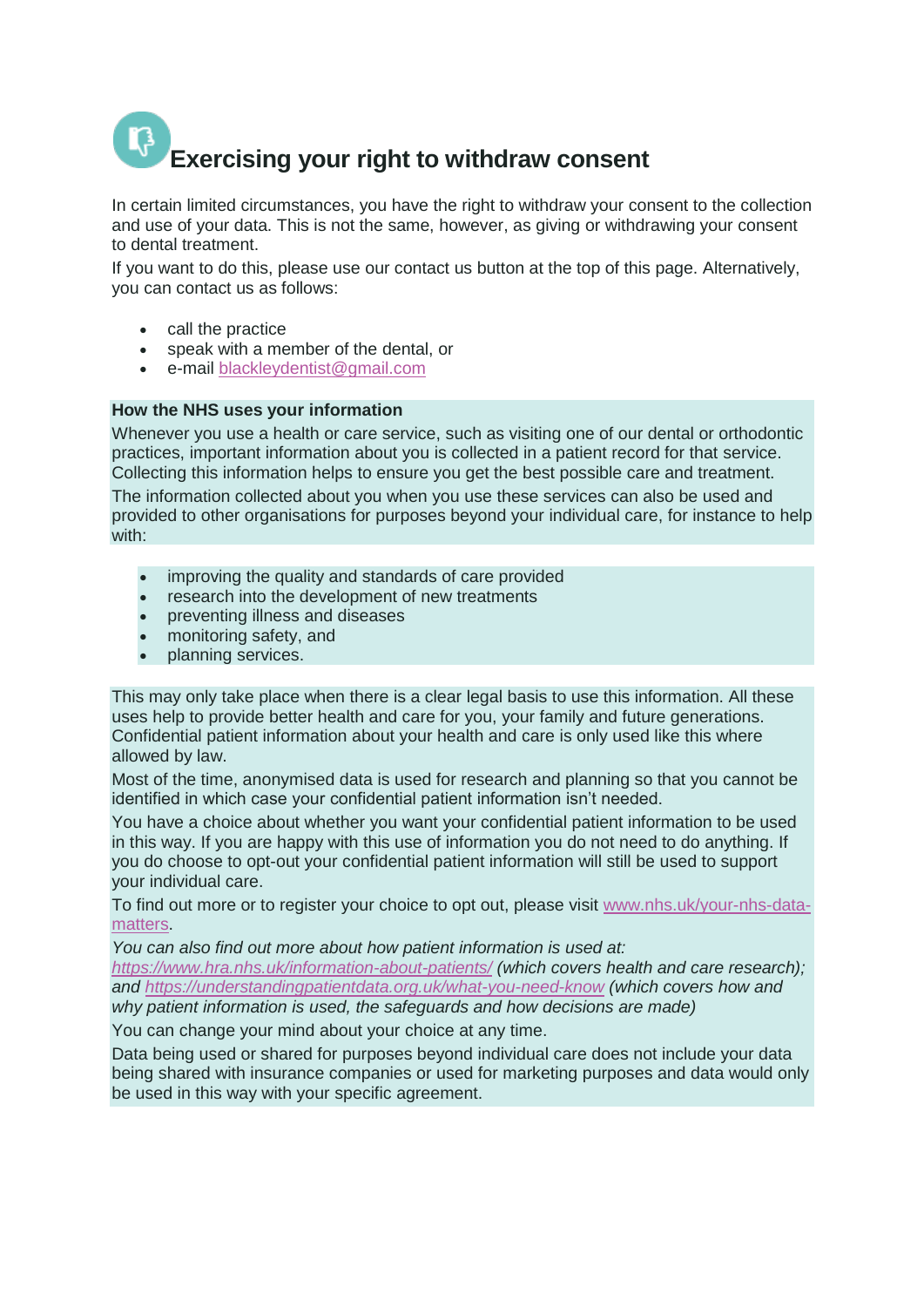# Exercising your right to withdraw consent

In certain limited circumstances, you have the right to withdraw your consent to the collection and use of your data. This is not the same, however, as giving or withdrawing your consent to dental treatment.

If you want to do this, please use our contact us button at the top of this page. Alternatively, you can contact us as follows:

- call the practice
- speak with a member of the dental, or
- e-mail blackleydentist@gmail.com

**How the NHS uses your information**

Whenever you use a health or care service, such as visiting one of our dental or orthodontic practices, important information about you is collected in a patient record for that service. Collecting this information helps to ensure you get the best possible care and treatment.

The information collected about you when you use these services can also be used and provided to other organisations for purposes beyond your individual care, for instance to help with:

- improving the quality and standards of care provided
- research into the development of new treatments
- preventing illness and diseases
- monitoring safety, and
- planning services.

This may only take place when there is a clear legal basis to use this information. All these uses help to provide better health and care for you, your family and future generations. Confidential patient information about your health and care is only used like this where allowed by law.

Most of the time, anonymised data is used for research and planning so that you cannot be identified in which case your confidential patient information isn't needed.

You have a choice about whether you want your confidential patient information to be used in this way. If you are happy with this use of information you do not need to do anything. If you do choose to opt-out your confidential patient information will still be used to support your individual care.

To find out more or to register your choice to opt out, please visit www.nhs.uk/your-nhs-data-matters.

*You can also find out more about how patient information is used at: https://www.hra.nhs.uk/information-about-patients/ (which covers health and care research); and https://understandingpatientdata.org.uk/what-you-need-know (which covers how and why patient information is used, the safeguards and how decisions are made)*

You can change your mind about your choice at any time.

Data being used or shared for purposes beyond individual care does not include your data being shared with insurance companies or used for marketing purposes and data would only be used in this way with your specific agreement.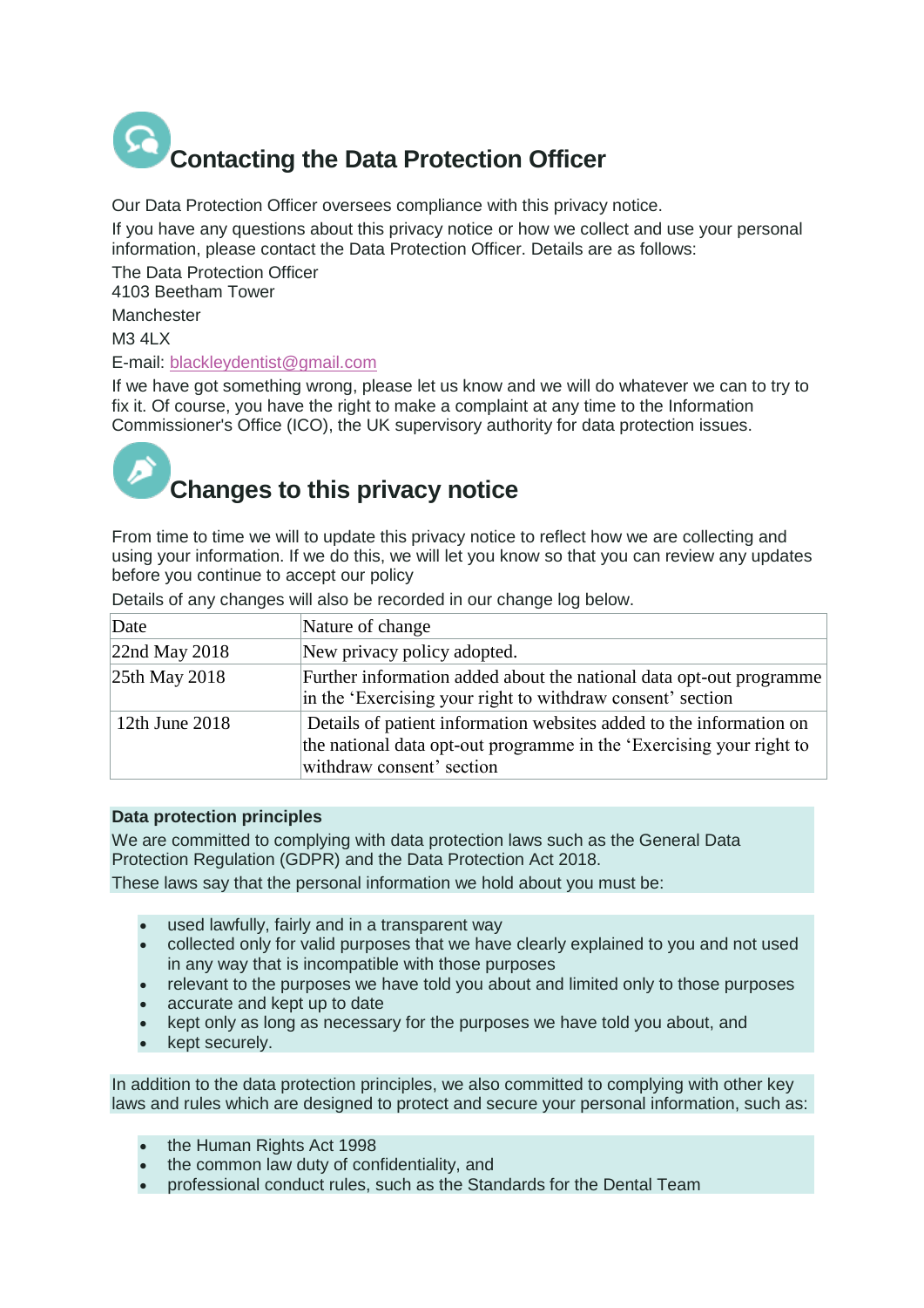## Contacting the Data Protection Officer

Our Data Protection Officer oversees compliance with this privacy notice.

If you have any questions about this privacy notice or how we collect and use your personal information, please contact the Data Protection Officer. Details are as follows:

The Data Protection Officer
4103 Beetham Tower
Manchester
M3 4LX

E-mail: blackleydentist@gmail.com

If we have got something wrong, please let us know and we will do whatever we can to try to fix it. Of course, you have the right to make a complaint at any time to the Information Commissioner's Office (ICO), the UK supervisory authority for data protection issues.

## Changes to this privacy notice

From time to time we will to update this privacy notice to reflect how we are collecting and using your information. If we do this, we will let you know so that you can review any updates before you continue to accept our policy

Details of any changes will also be recorded in our change log below.

| Date | Nature of change |
|---|---|
| 22nd May 2018 | New privacy policy adopted. |
| 25th May 2018 | Further information added about the national data opt-out programme in the 'Exercising your right to withdraw consent' section |
| 12th June 2018 | Details of patient information websites added to the information on the national data opt-out programme in the 'Exercising your right to withdraw consent' section |

**Data protection principles**

We are committed to complying with data protection laws such as the General Data Protection Regulation (GDPR) and the Data Protection Act 2018.

These laws say that the personal information we hold about you must be:

- used lawfully, fairly and in a transparent way
- collected only for valid purposes that we have clearly explained to you and not used in any way that is incompatible with those purposes
- relevant to the purposes we have told you about and limited only to those purposes
- accurate and kept up to date
- kept only as long as necessary for the purposes we have told you about, and
- kept securely.

In addition to the data protection principles, we also committed to complying with other key laws and rules which are designed to protect and secure your personal information, such as:

- the Human Rights Act 1998
- the common law duty of confidentiality, and
- professional conduct rules, such as the Standards for the Dental Team